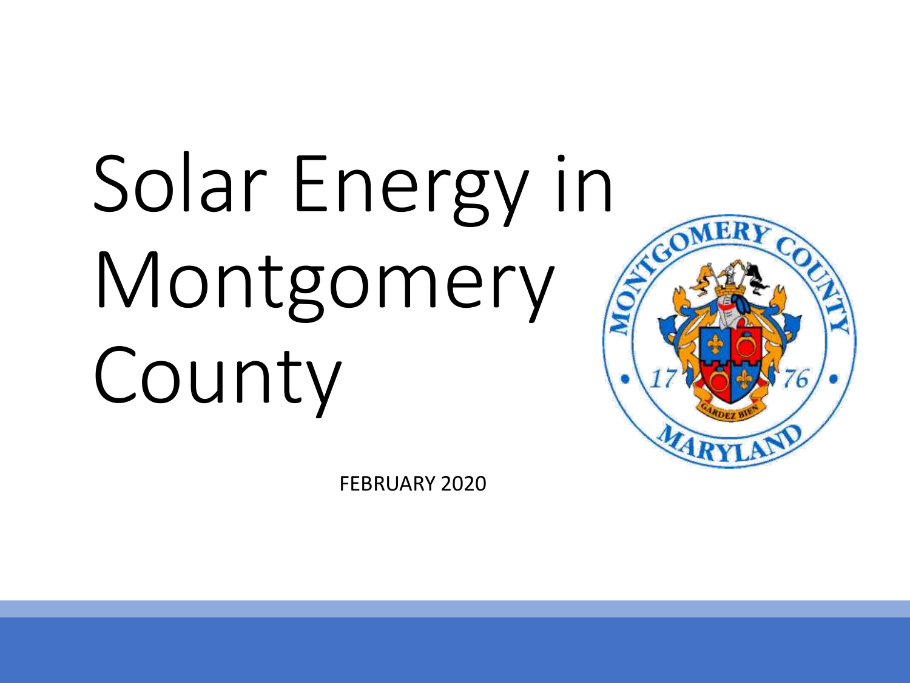# Solar Energy in Montgomery County

FEBRUARY 2020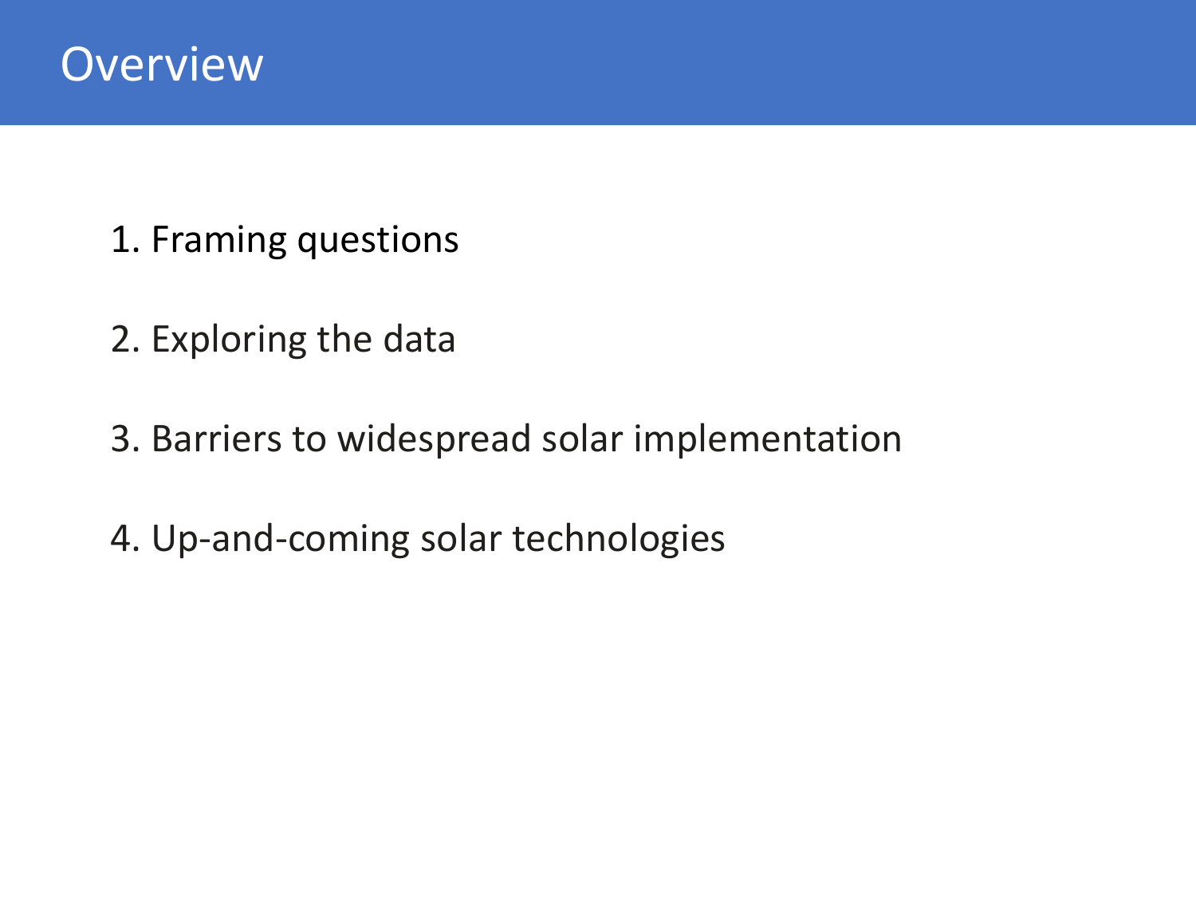# Overview

1. Framing questions
2. Exploring the data
3. Barriers to widespread solar implementation
4. Up-and-coming solar technologies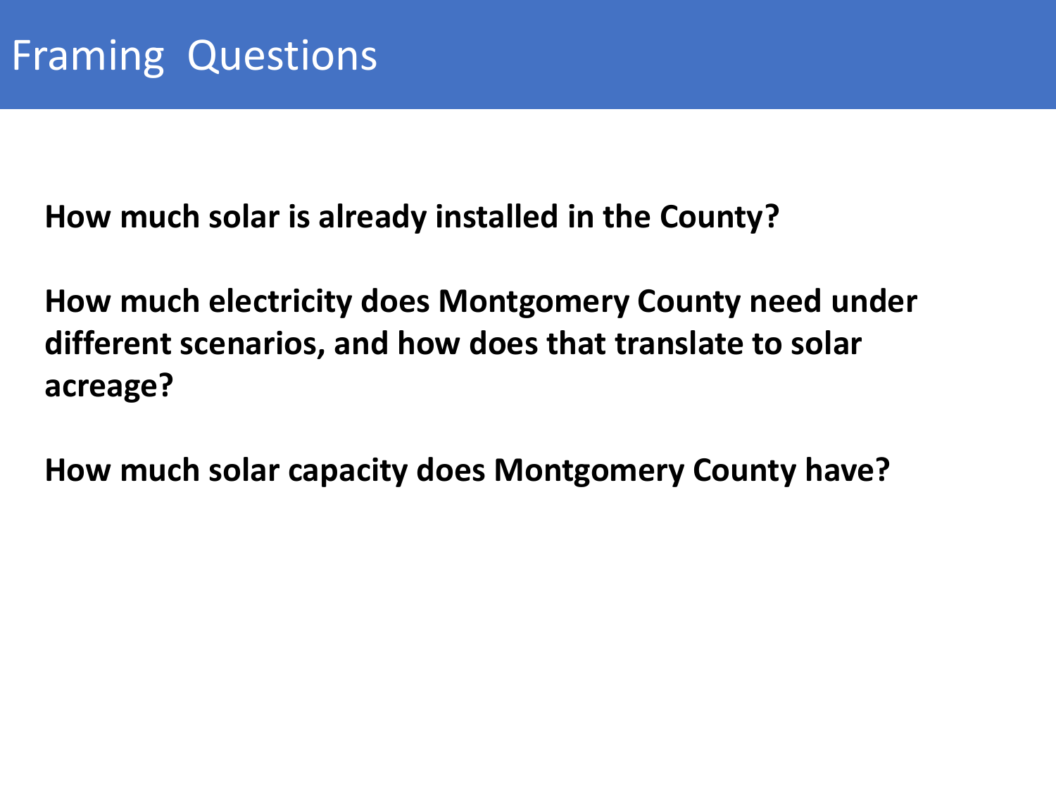# Framing Questions

**How much solar is already installed in the County?**

**How much electricity does Montgomery County need under different scenarios, and how does that translate to solar acreage?**

**How much solar capacity does Montgomery County have?**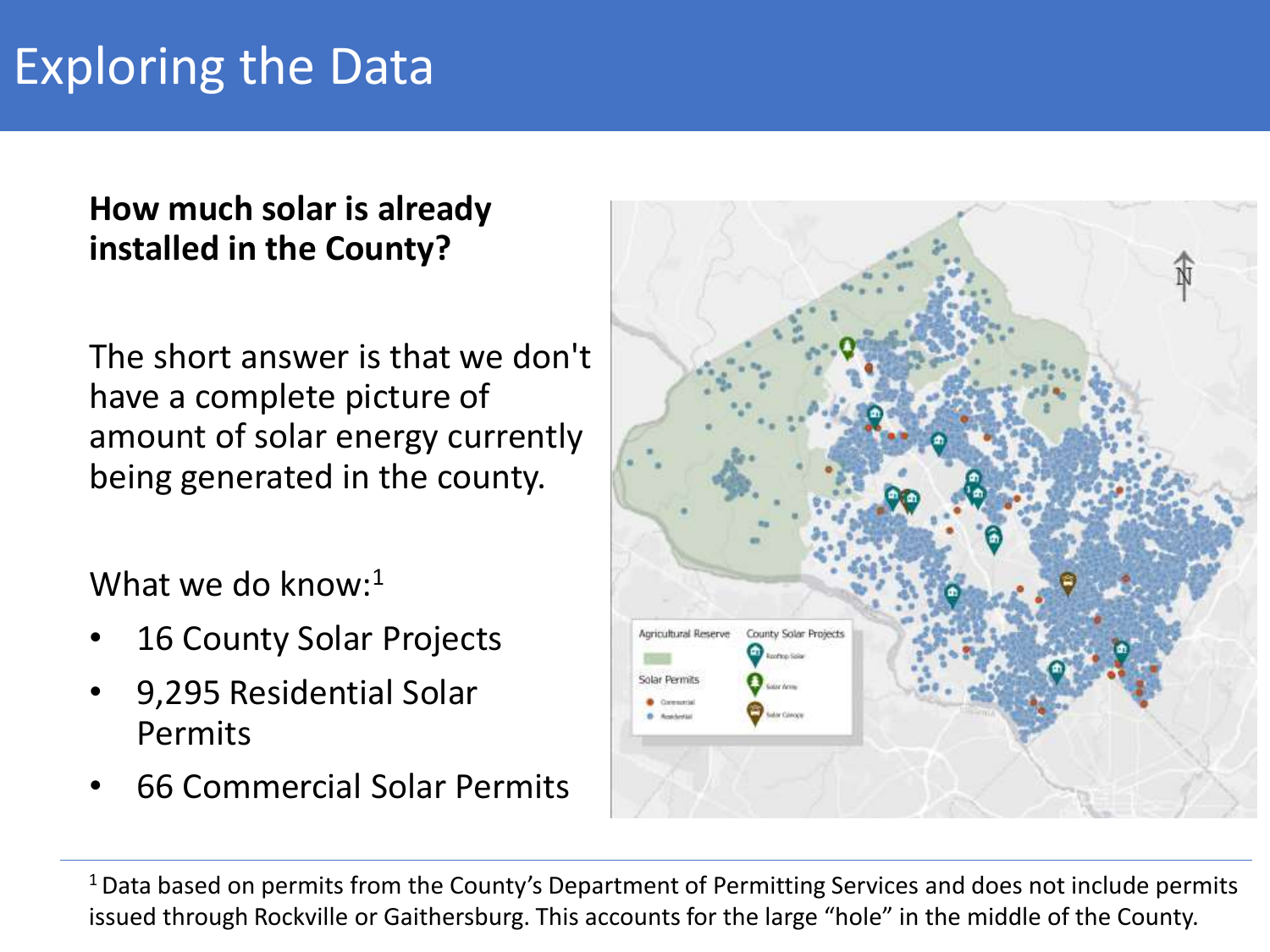# Exploring the Data

**How much solar is already installed in the County?**

The short answer is that we don't have a complete picture of amount of solar energy currently being generated in the county.

What we do know:[1]

- 16 County Solar Projects
- 9,295 Residential Solar Permits
- 66 Commercial Solar Permits

---

[1] Data based on permits from the County's Department of Permitting Services and does not include permits issued through Rockville or Gaithersburg. This accounts for the large "hole" in the middle of the County.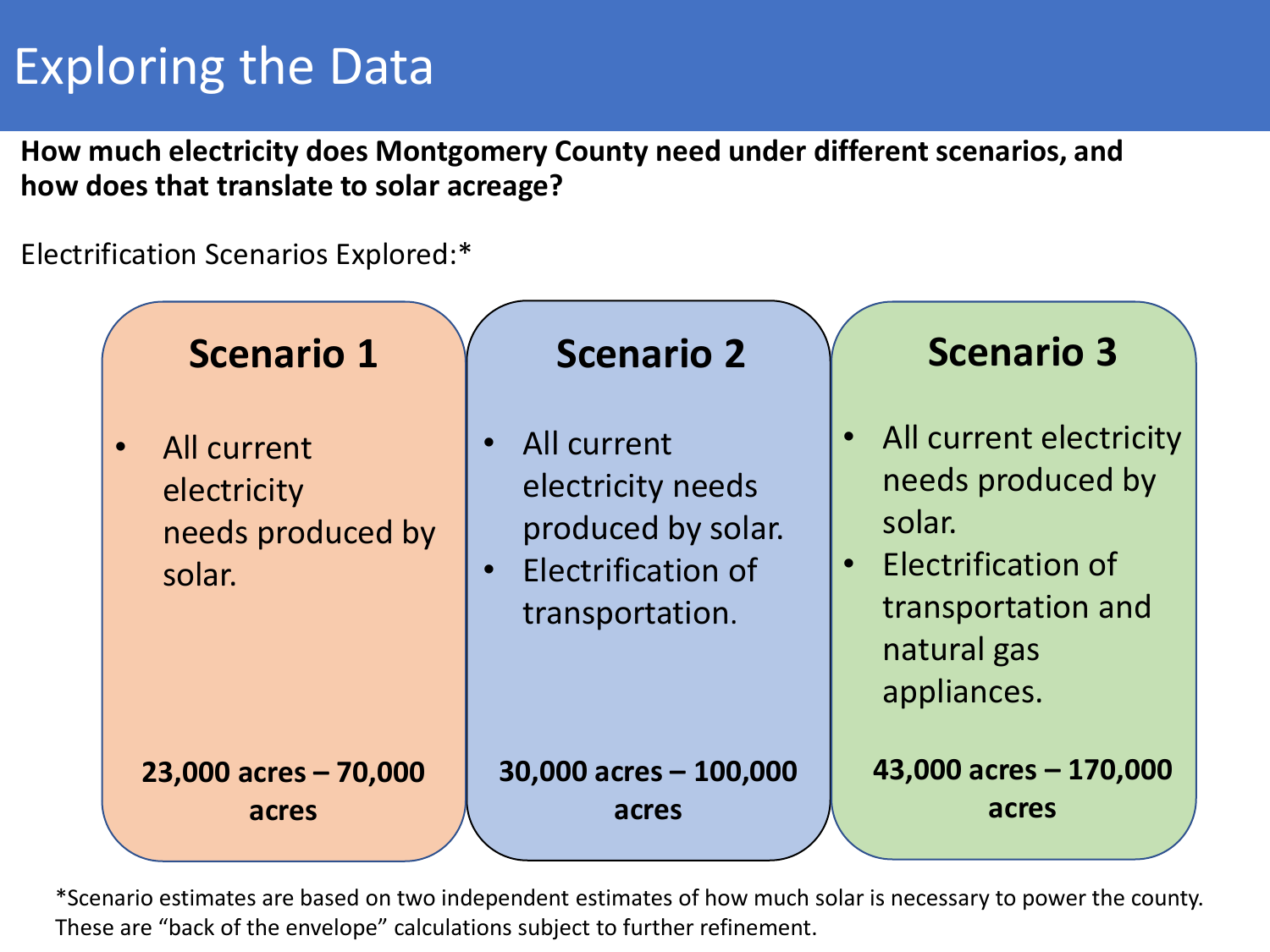# Exploring the Data

**How much electricity does Montgomery County need under different scenarios, and how does that translate to solar acreage?**

Electrification Scenarios Explored:*

## Scenario 1

- All current electricity needs produced by solar.

**23,000 acres – 70,000 acres**

## Scenario 2

- All current electricity needs produced by solar.
- Electrification of transportation.

**30,000 acres – 100,000 acres**

## Scenario 3

- All current electricity needs produced by solar.
- Electrification of transportation and natural gas appliances.

**43,000 acres – 170,000 acres**

*Scenario estimates are based on two independent estimates of how much solar is necessary to power the county. These are "back of the envelope" calculations subject to further refinement.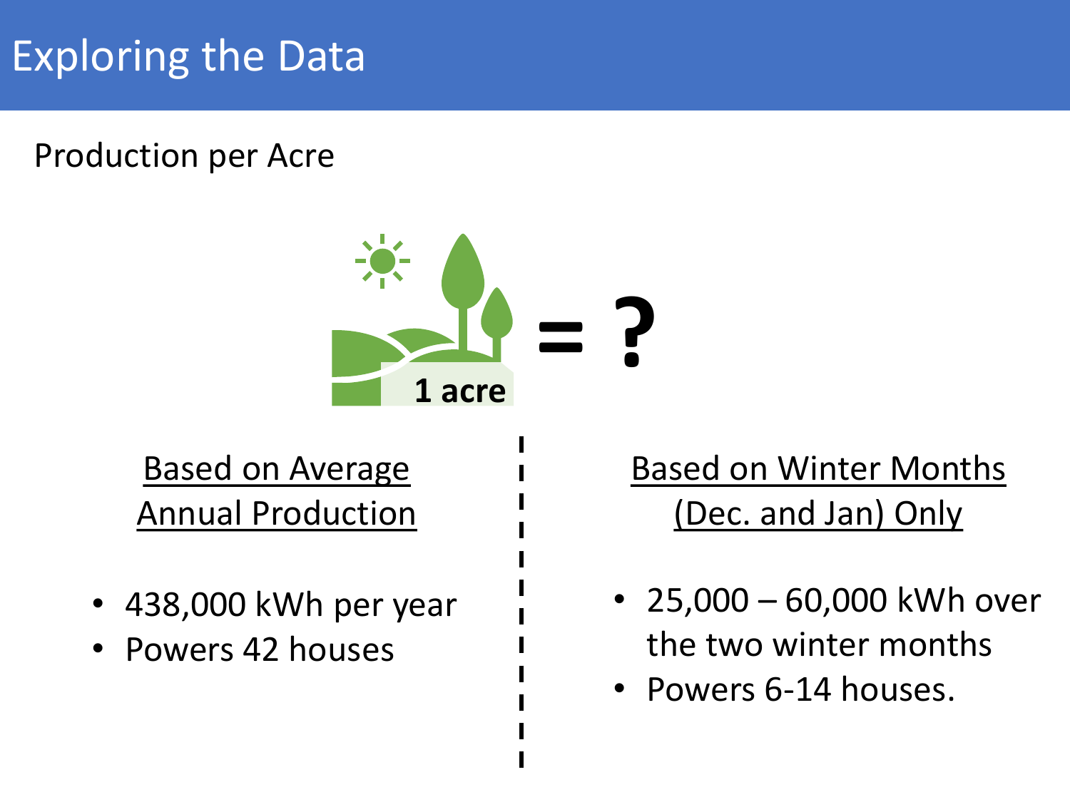# Exploring the Data

Production per Acre

1 acre = ?

**Based on Average Annual Production**

- 438,000 kWh per year
- Powers 42 houses

**Based on Winter Months (Dec. and Jan) Only**

- 25,000 – 60,000 kWh over the two winter months
- Powers 6-14 houses.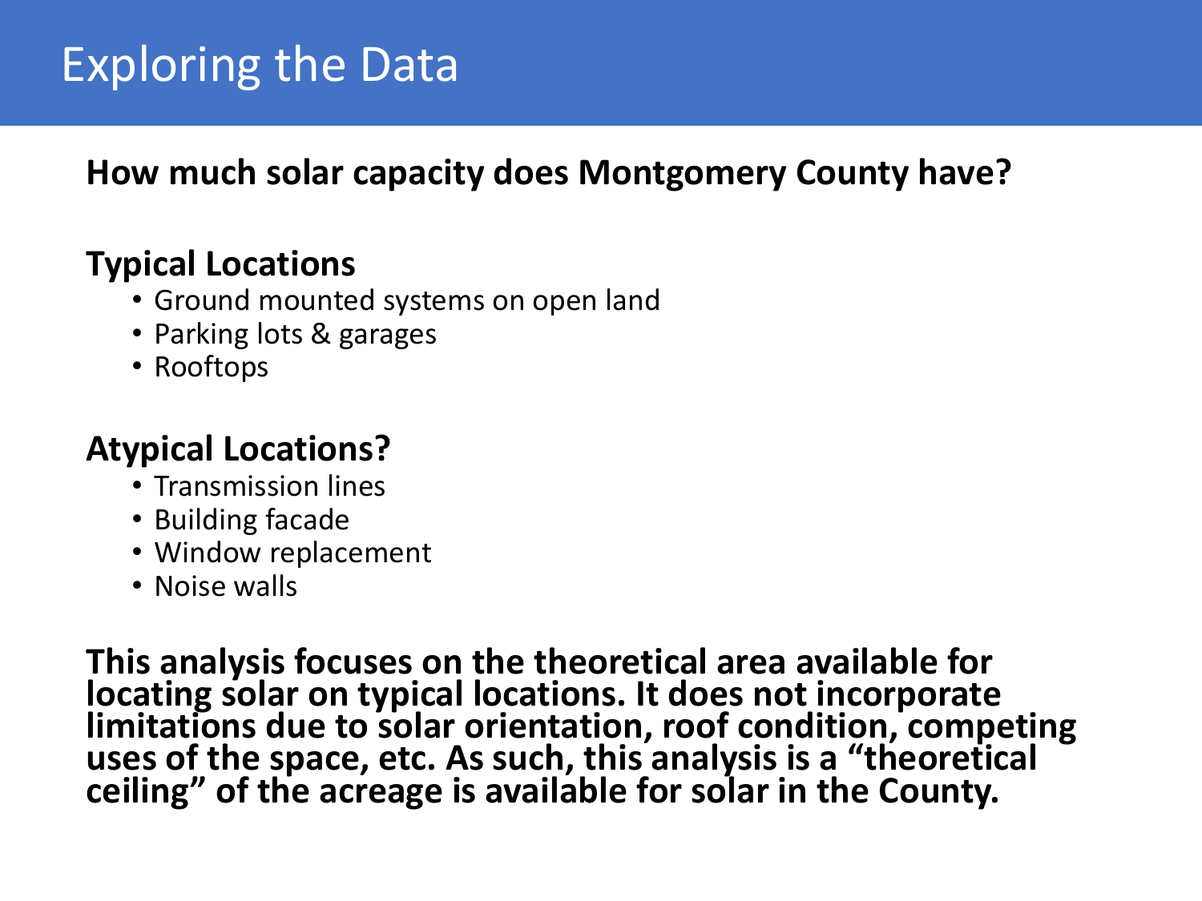# Exploring the Data

**How much solar capacity does Montgomery County have?**

**Typical Locations**

- Ground mounted systems on open land
- Parking lots & garages
- Rooftops

**Atypical Locations?**

- Transmission lines
- Building facade
- Window replacement
- Noise walls

**This analysis focuses on the theoretical area available for locating solar on typical locations. It does not incorporate limitations due to solar orientation, roof condition, competing uses of the space, etc. As such, this analysis is a "theoretical ceiling" of the acreage is available for solar in the County.**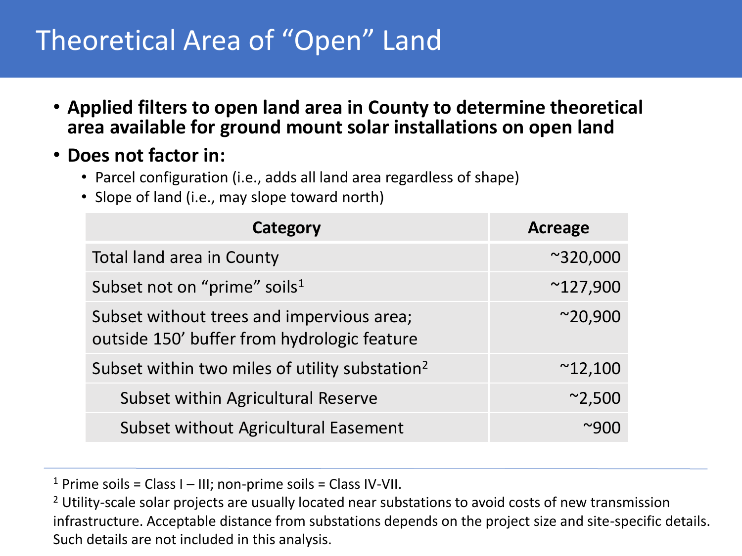# Theoretical Area of "Open" Land

- **Applied filters to open land area in County to determine theoretical area available for ground mount solar installations on open land**
- **Does not factor in:**
  - Parcel configuration (i.e., adds all land area regardless of shape)
  - Slope of land (i.e., may slope toward north)

| Category | Acreage |
| --- | --- |
| Total land area in County | ~320,000 |
| Subset not on "prime" soils[1] | ~127,900 |
| Subset without trees and impervious area; outside 150' buffer from hydrologic feature | ~20,900 |
| Subset within two miles of utility substation[2] | ~12,100 |
| Subset within Agricultural Reserve | ~2,500 |
| Subset without Agricultural Easement | ~900 |

[1] Prime soils = Class I – III; non-prime soils = Class IV-VII.

[2] Utility-scale solar projects are usually located near substations to avoid costs of new transmission infrastructure. Acceptable distance from substations depends on the project size and site-specific details. Such details are not included in this analysis.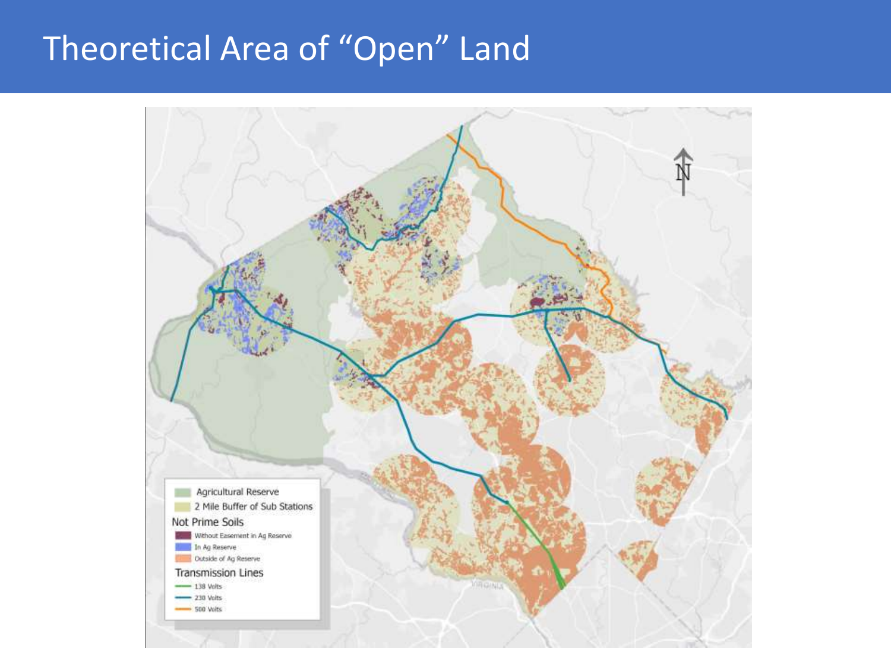# Theoretical Area of "Open" Land

Agricultural Reserve

2 Mile Buffer of Sub Stations

Not Prime Soils

Without Easement in Ag Reserve

In Ag Reserve

Outside of Ag Reserve

Transmission Lines

138 Volts

230 Volts

500 Volts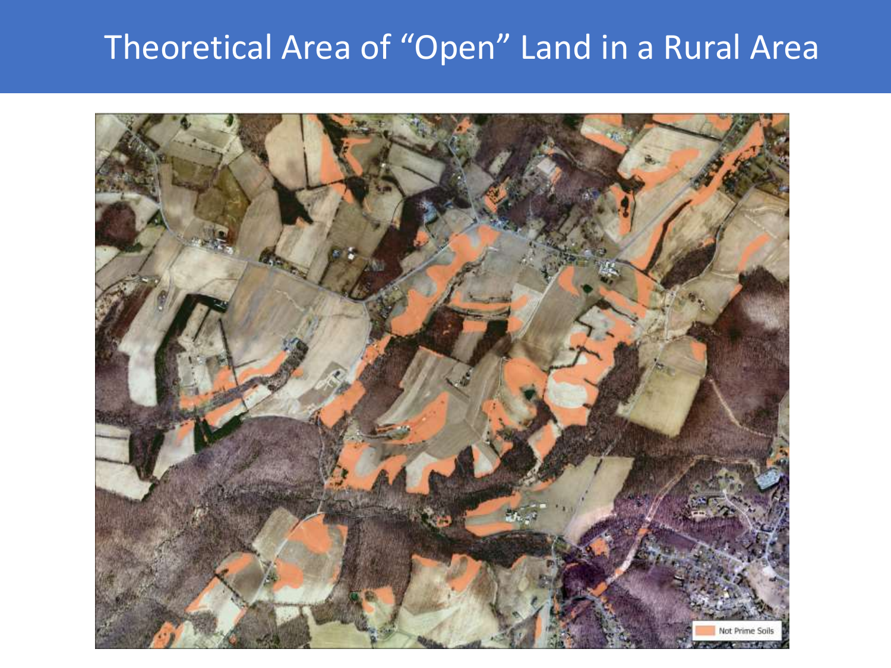# Theoretical Area of "Open" Land in a Rural Area

Not Prime Soils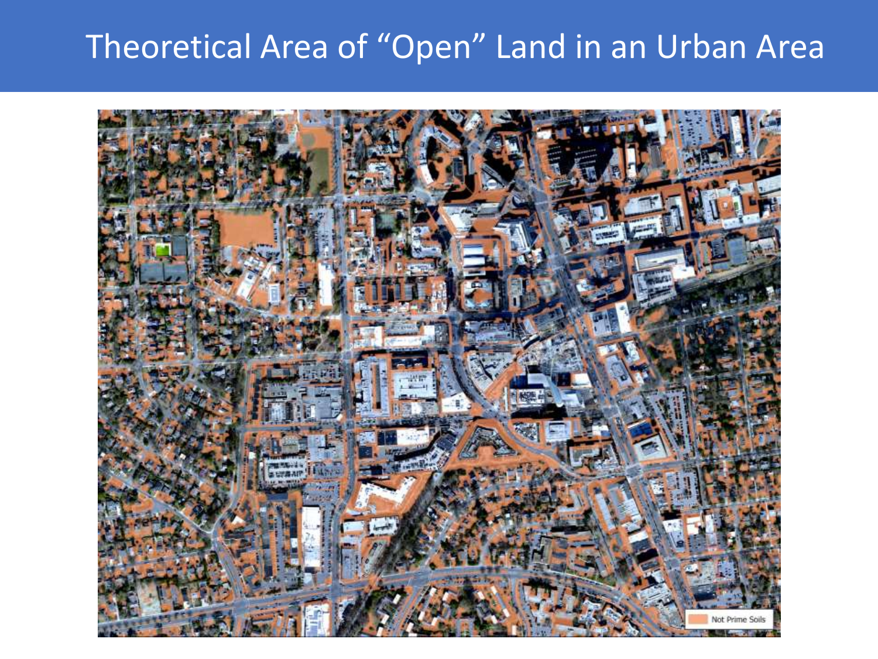# Theoretical Area of “Open” Land in an Urban Area

Not Prime Soils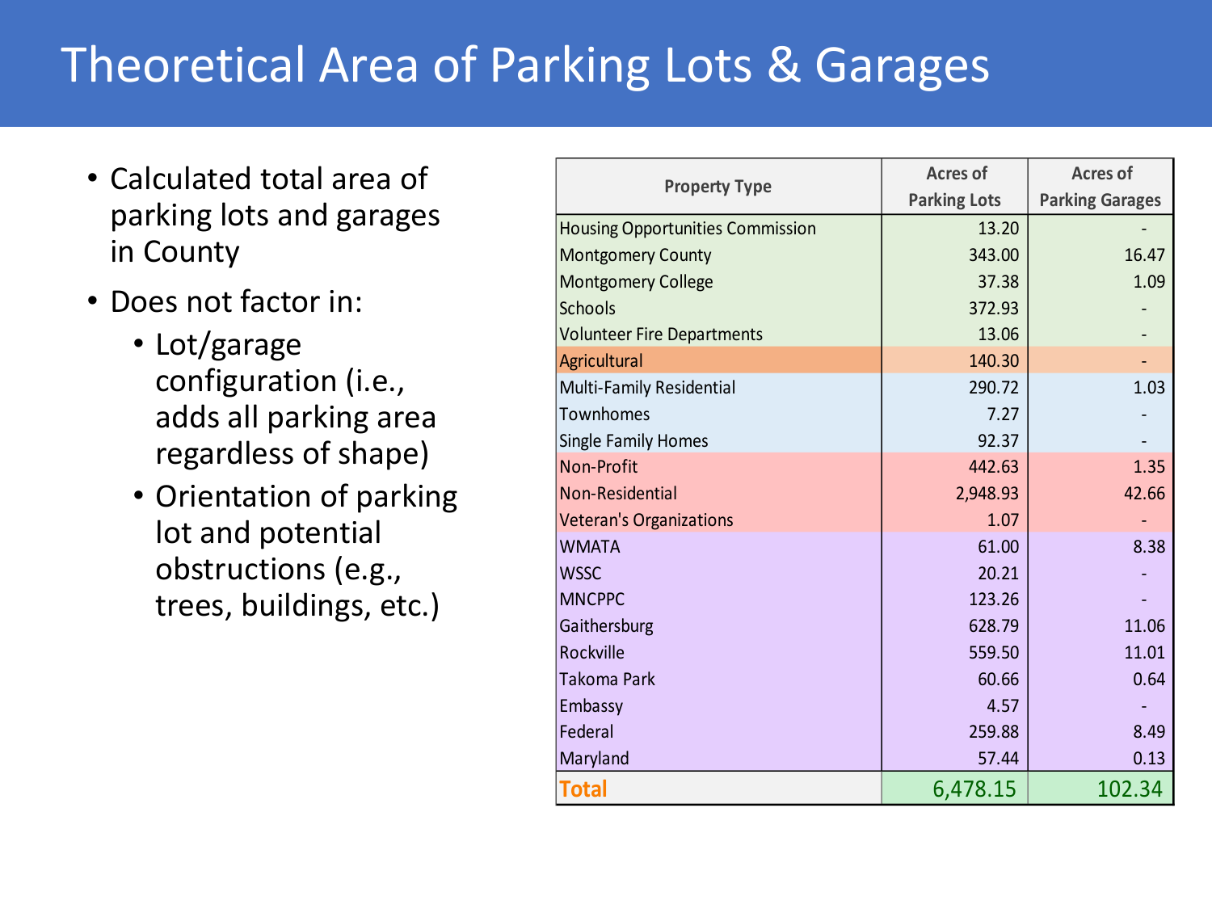# Theoretical Area of Parking Lots & Garages

- Calculated total area of parking lots and garages in County
- Does not factor in:
  - Lot/garage configuration (i.e., adds all parking area regardless of shape)
  - Orientation of parking lot and potential obstructions (e.g., trees, buildings, etc.)

| Property Type | Acres of Parking Lots | Acres of Parking Garages |
|---|---|---|
| Housing Opportunities Commission | 13.20 | - |
| Montgomery County | 343.00 | 16.47 |
| Montgomery College | 37.38 | 1.09 |
| Schools | 372.93 | - |
| Volunteer Fire Departments | 13.06 | - |
| Agricultural | 140.30 | - |
| Multi-Family Residential | 290.72 | 1.03 |
| Townhomes | 7.27 | - |
| Single Family Homes | 92.37 | - |
| Non-Profit | 442.63 | 1.35 |
| Non-Residential | 2,948.93 | 42.66 |
| Veteran's Organizations | 1.07 | - |
| WMATA | 61.00 | 8.38 |
| WSSC | 20.21 | - |
| MNCPPC | 123.26 | - |
| Gaithersburg | 628.79 | 11.06 |
| Rockville | 559.50 | 11.01 |
| Takoma Park | 60.66 | 0.64 |
| Embassy | 4.57 | - |
| Federal | 259.88 | 8.49 |
| Maryland | 57.44 | 0.13 |
| **Total** | 6,478.15 | 102.34 |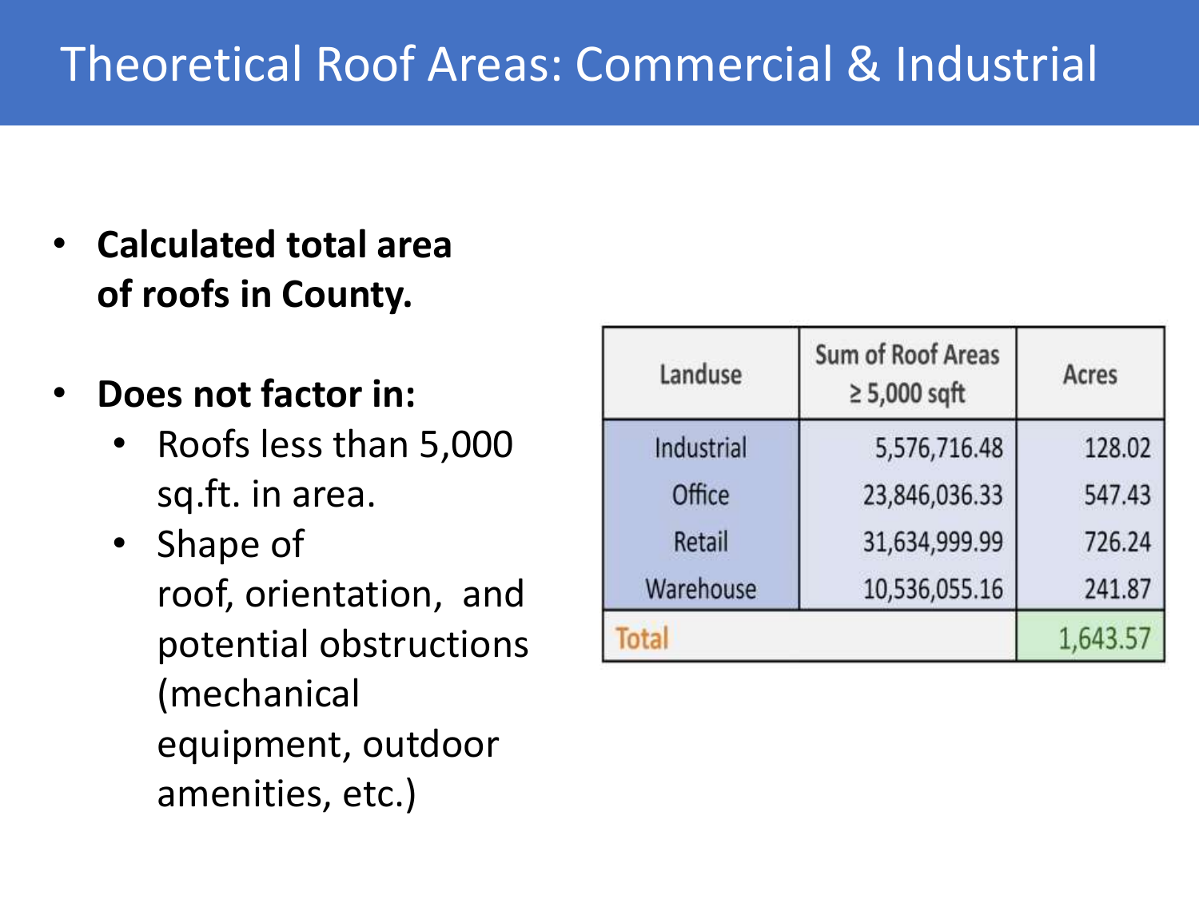# Theoretical Roof Areas: Commercial & Industrial

- **Calculated total area of roofs in County.**
- **Does not factor in:**
  - Roofs less than 5,000 sq.ft. in area.
  - Shape of roof, orientation, and potential obstructions (mechanical equipment, outdoor amenities, etc.)

| Landuse | Sum of Roof Areas ≥ 5,000 sqft | Acres |
|---|---|---|
| Industrial | 5,576,716.48 | 128.02 |
| Office | 23,846,036.33 | 547.43 |
| Retail | 31,634,999.99 | 726.24 |
| Warehouse | 10,536,055.16 | 241.87 |
| Total | | 1,643.57 |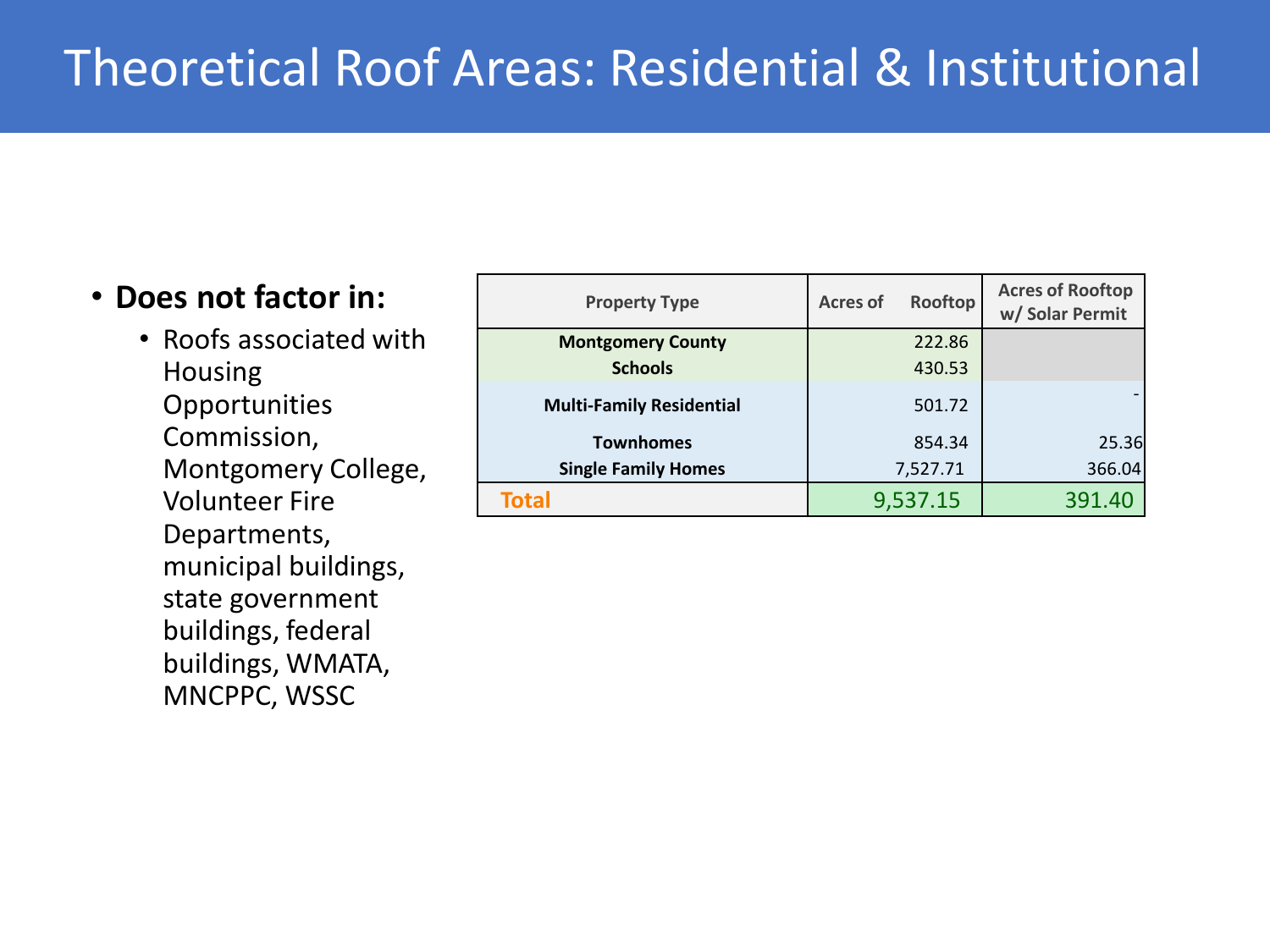# Theoretical Roof Areas: Residential & Institutional

- **Does not factor in:**
  - Roofs associated with Housing Opportunities Commission, Montgomery College, Volunteer Fire Departments, municipal buildings, state government buildings, federal buildings, WMATA, MNCPPC, WSSC

| Property Type | Acres of Rooftop | Acres of Rooftop w/ Solar Permit |
|---|---|---|
| **Montgomery County** | 222.86 | |
| **Schools** | 430.53 | |
| **Multi-Family Residential** | 501.72 | - |
| **Townhomes** | 854.34 | 25.36 |
| **Single Family Homes** | 7,527.71 | 366.04 |
| **Total** | 9,537.15 | 391.40 |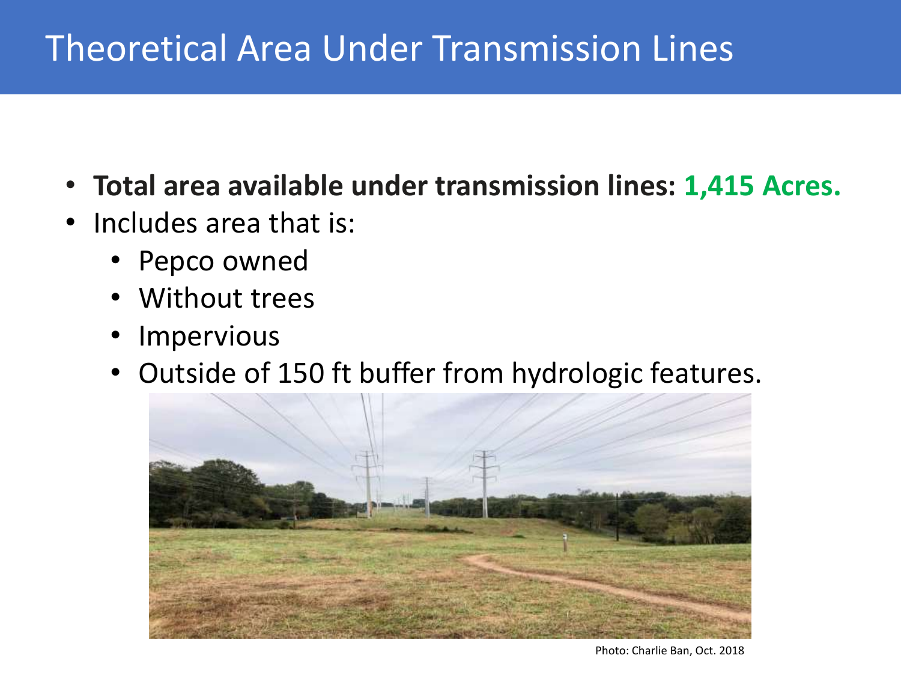# Theoretical Area Under Transmission Lines

- **Total area available under transmission lines: 1,415 Acres.**
- Includes area that is:
  - Pepco owned
  - Without trees
  - Impervious
  - Outside of 150 ft buffer from hydrologic features.

Photo: Charlie Ban, Oct. 2018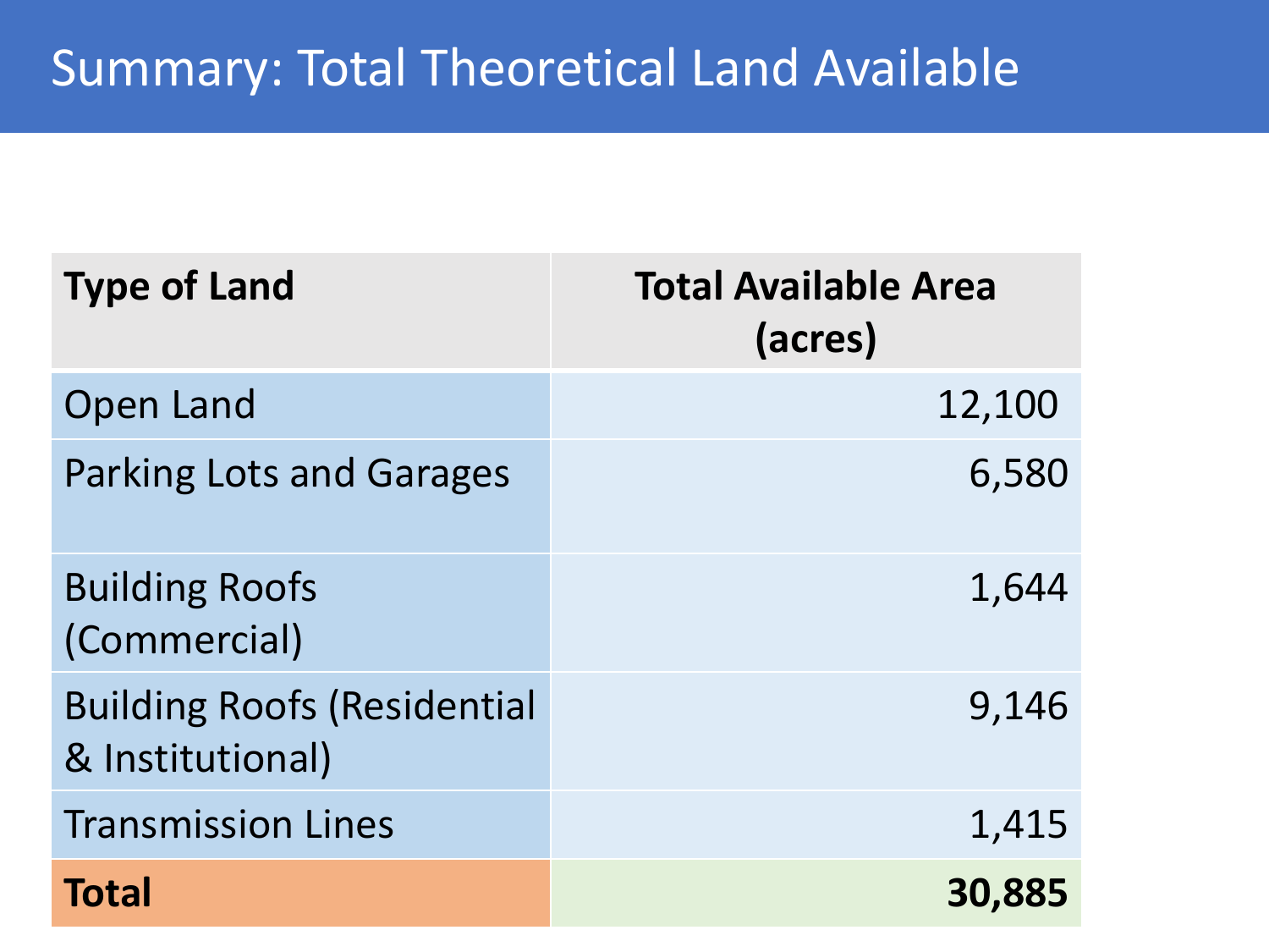# Summary: Total Theoretical Land Available

| Type of Land | Total Available Area (acres) |
|---|---|
| Open Land | 12,100 |
| Parking Lots and Garages | 6,580 |
| Building Roofs (Commercial) | 1,644 |
| Building Roofs (Residential & Institutional) | 9,146 |
| Transmission Lines | 1,415 |
| **Total** | **30,885** |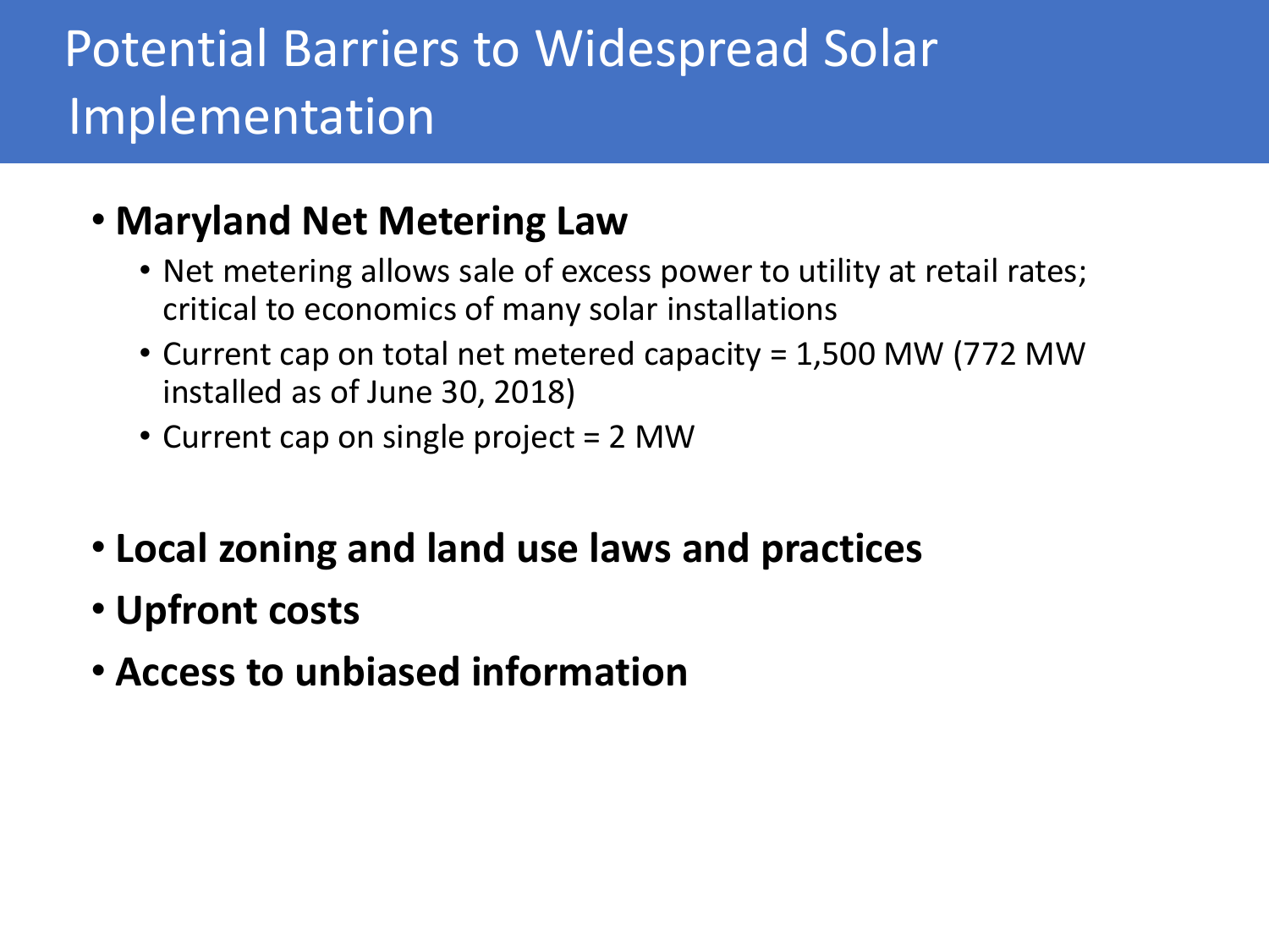# Potential Barriers to Widespread Solar Implementation

- **Maryland Net Metering Law**
  - Net metering allows sale of excess power to utility at retail rates; critical to economics of many solar installations
  - Current cap on total net metered capacity = 1,500 MW (772 MW installed as of June 30, 2018)
  - Current cap on single project = 2 MW

- **Local zoning and land use laws and practices**
- **Upfront costs**
- **Access to unbiased information**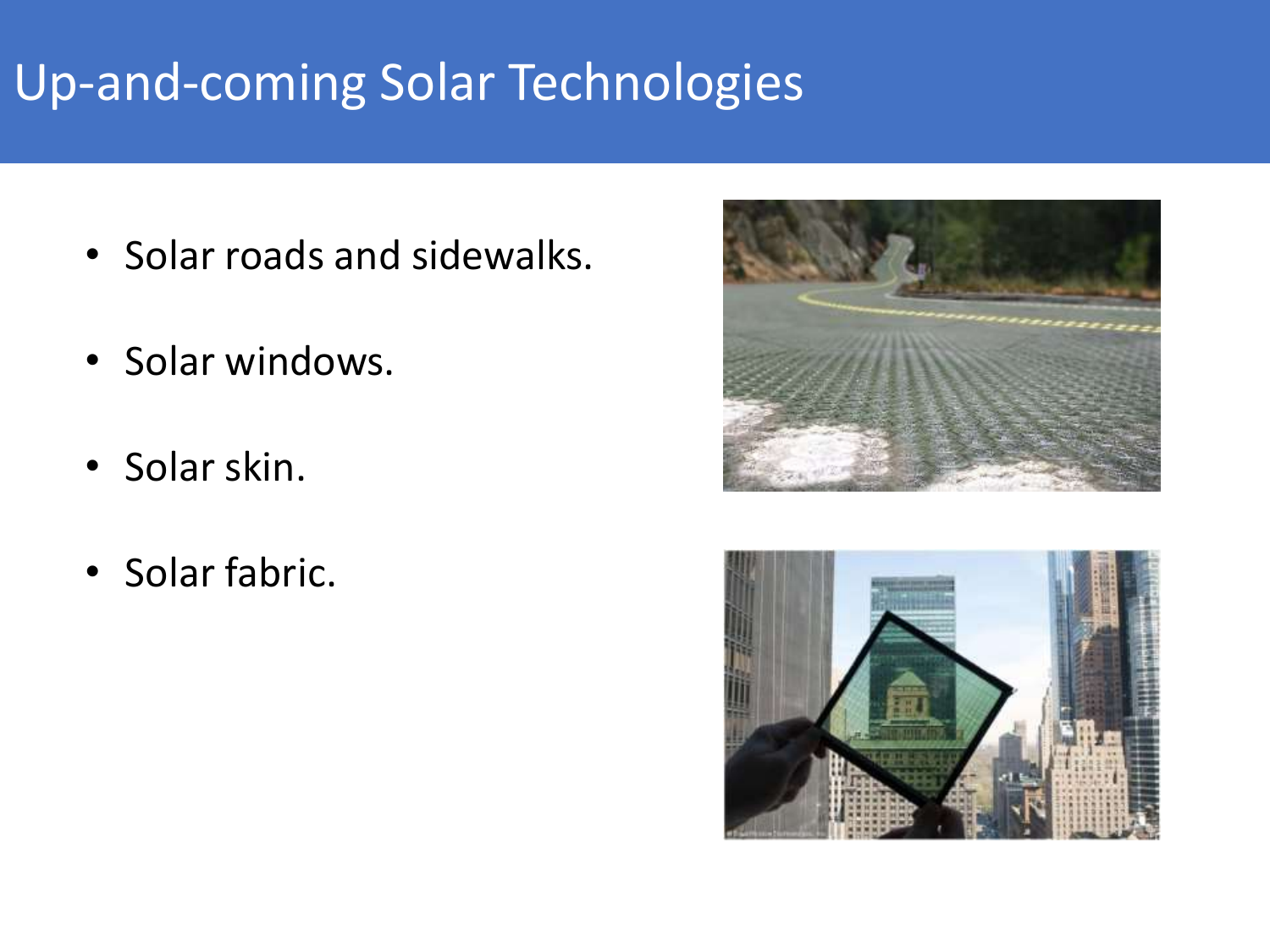# Up-and-coming Solar Technologies

- Solar roads and sidewalks.
- Solar windows.
- Solar skin.
- Solar fabric.